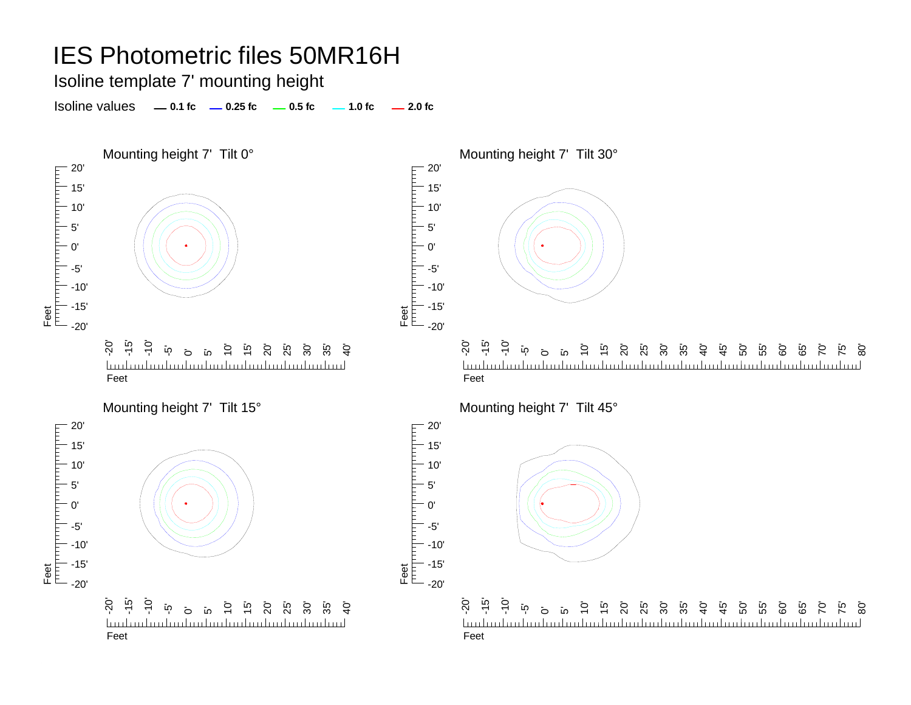# IES Photometric files 50MR16H

## Isoline template 7' mounting height

Isoline values — 0.1 fc — 0.25 fc — 0.5 fc — 1.0 fc — 2.0 fc

Mounting height 7' Tilt 0°

Mounting height 7' Tilt 30°

Mounting height 7' Tilt 15°

Mounting height 7' Tilt 45°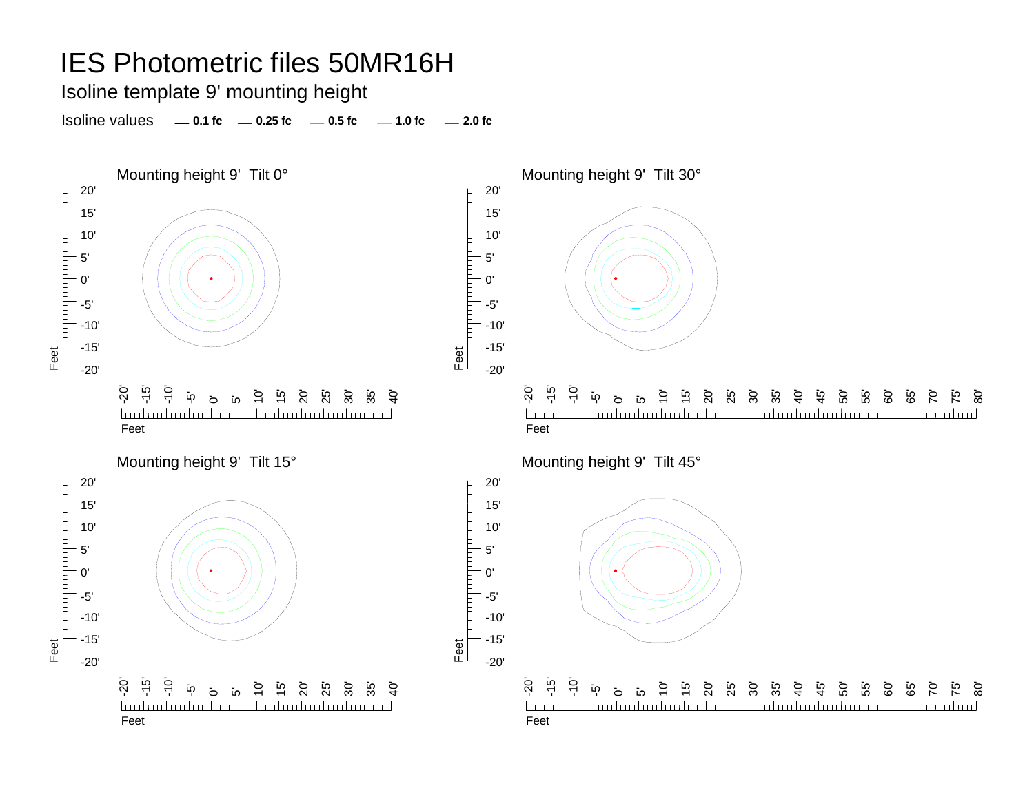# IES Photometric files 50MR16H

Isoline template 9' mounting height

Isoline values — 0.1 fc — 0.25 fc — 0.5 fc — 1.0 fc — 2.0 fc

Mounting height 9' Tilt 0°

Mounting height 9' Tilt 30°

Mounting height 9' Tilt 15°

Mounting height 9' Tilt 45°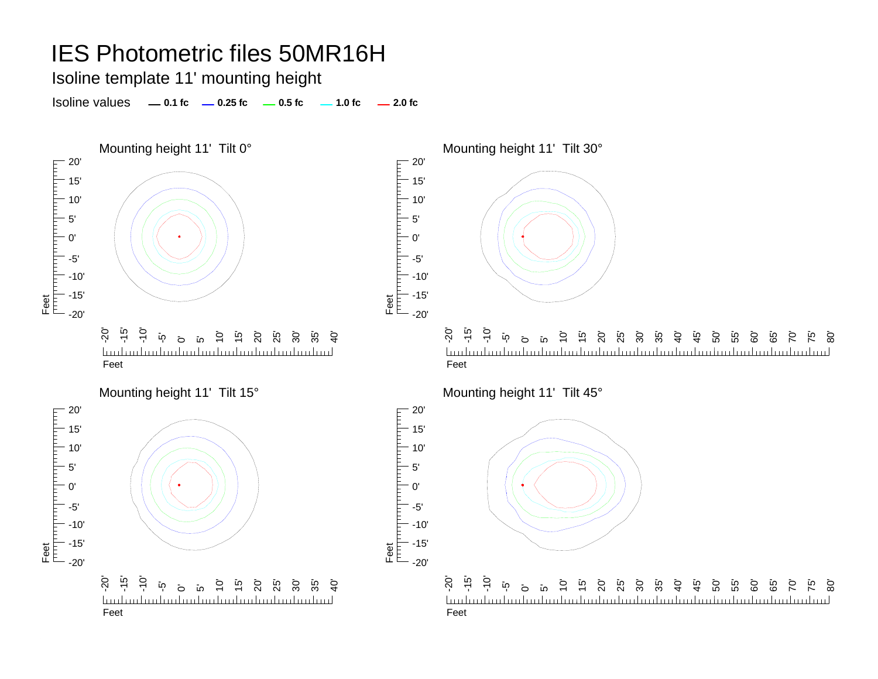# IES Photometric files 50MR16H

Isoline template 11' mounting height

Isoline values — 0.1 fc — 0.25 fc — 0.5 fc — 1.0 fc — 2.0 fc

Mounting height 11' Tilt 0°

Mounting height 11' Tilt 30°

Mounting height 11' Tilt 15°

Mounting height 11' Tilt 45°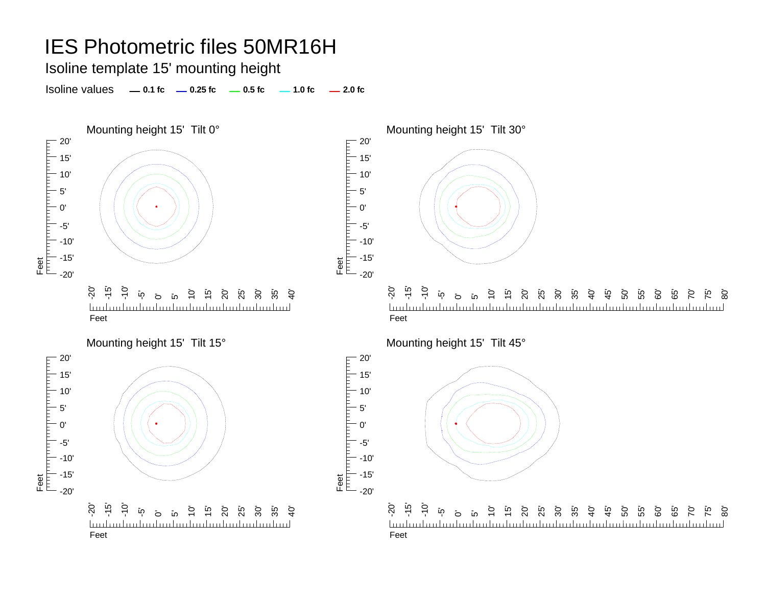# IES Photometric files 50MR16H

Isoline template 15' mounting height

Isoline values — 0.1 fc — 0.25 fc — 0.5 fc — 1.0 fc — 2.0 fc

Mounting height 15' Tilt 0°

Mounting height 15' Tilt 30°

Mounting height 15' Tilt 15°

Mounting height 15' Tilt 45°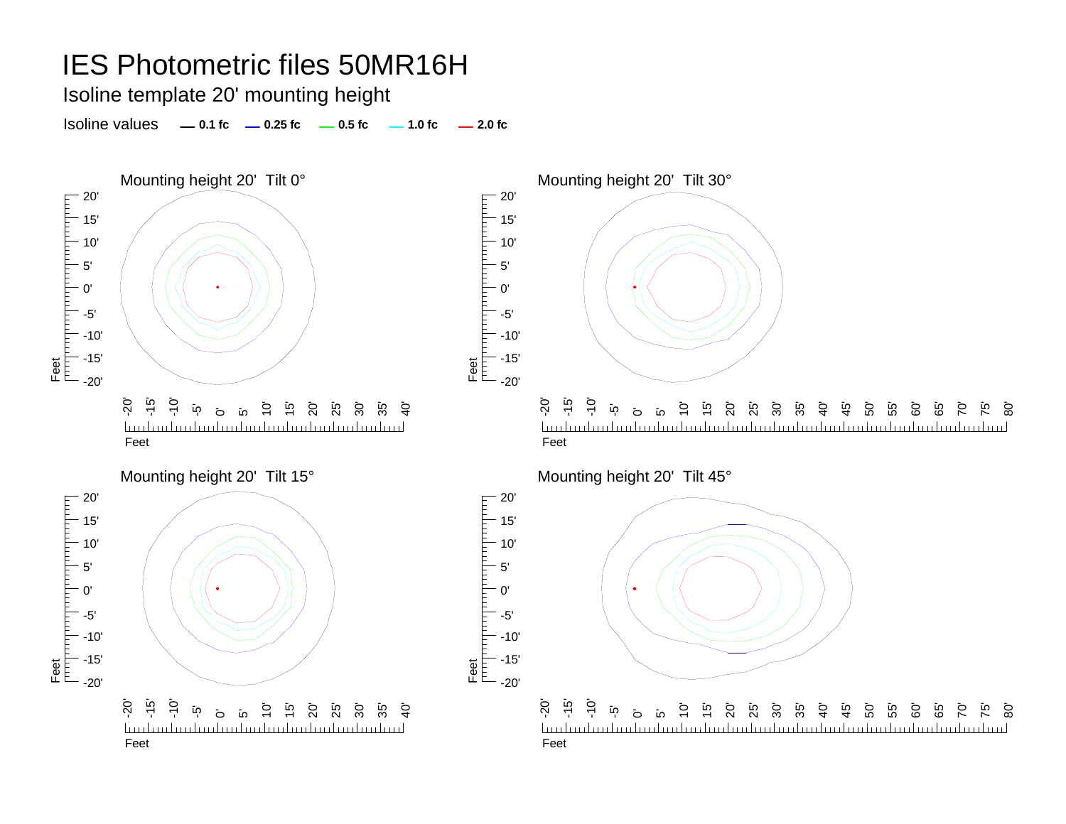# IES Photometric files 50MR16H

Isoline template 20' mounting height

Isoline values — 0.1 fc — 0.25 fc — 0.5 fc — 1.0 fc — 2.0 fc

Mounting height 20' Tilt 0°

Mounting height 20' Tilt 30°

Mounting height 20' Tilt 15°

Mounting height 20' Tilt 45°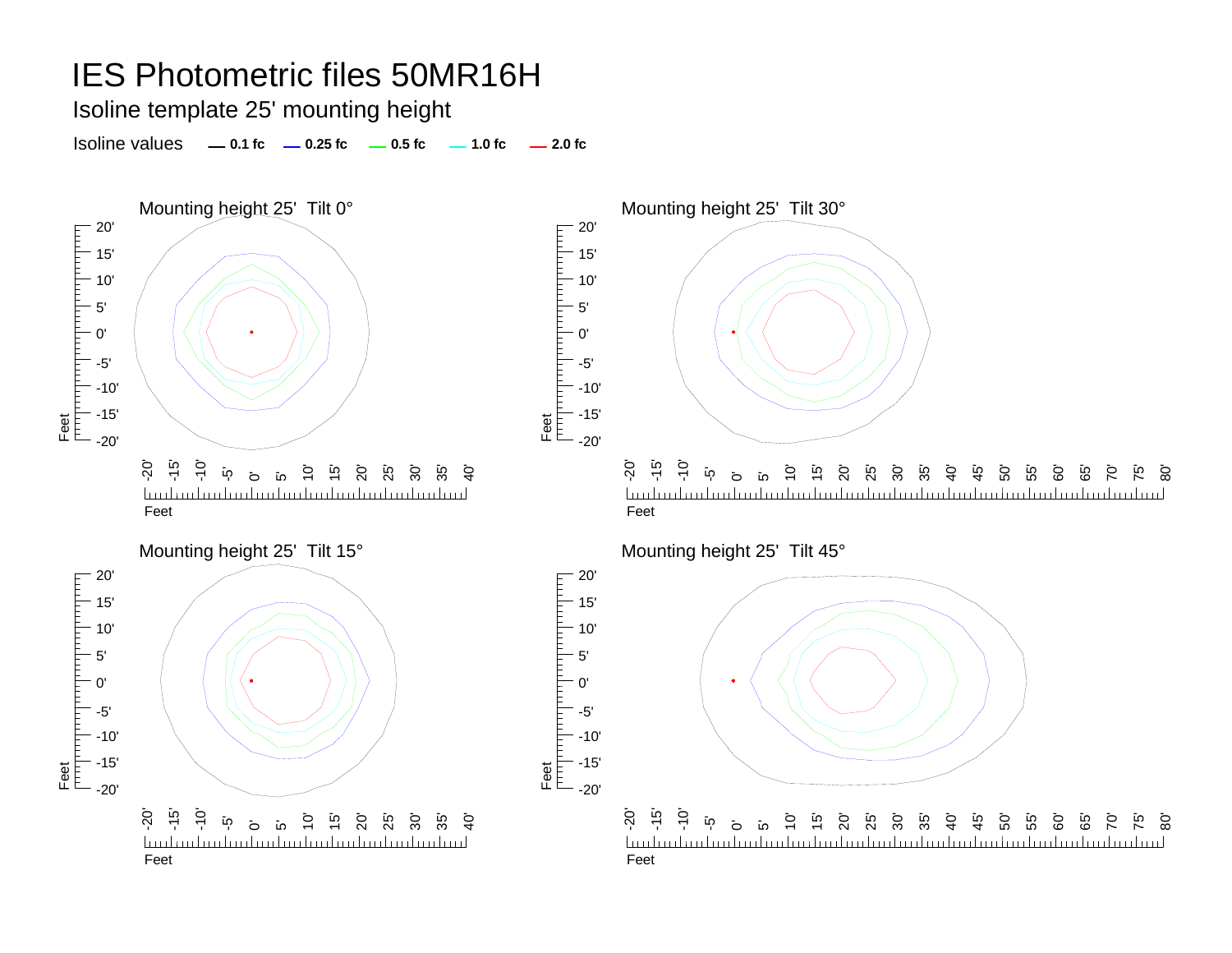# IES Photometric files 50MR16H

Isoline template 25' mounting height

Isoline values — 0.1 fc — 0.25 fc — 0.5 fc — 1.0 fc — 2.0 fc

Mounting height 25' Tilt 0°

Mounting height 25' Tilt 30°

Mounting height 25' Tilt 15°

Mounting height 25' Tilt 45°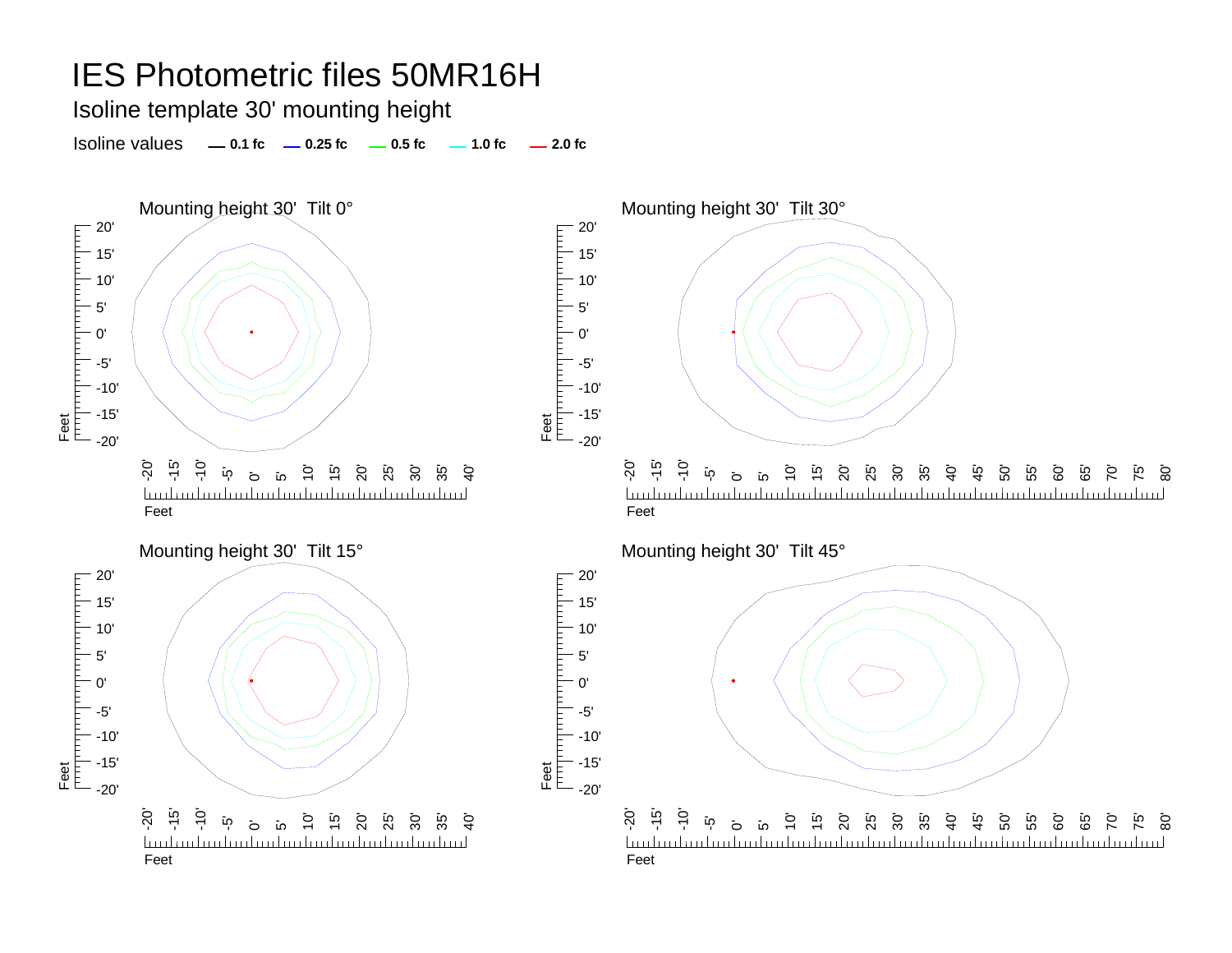# IES Photometric files 50MR16H

Isoline template 30' mounting height

Isoline values — 0.1 fc — 0.25 fc — 0.5 fc — 1.0 fc — 2.0 fc

Mounting height 30' Tilt 0°

20' 15' 10' 5' 0' -5' -10' -15' -20'

Feet

-20' -15' -10' -5' 0' 5' 10' 15' 20' 25' 30' 35' 40'

Feet

Mounting height 30' Tilt 30°

20' 15' 10' 5' 0' -5' -10' -15' -20'

Feet

-20' -15' -10' -5' 0' 5' 10' 15' 20' 25' 30' 35' 40' 45' 50' 55' 60' 65' 70' 75' 80'

Feet

Mounting height 30' Tilt 15°

20' 15' 10' 5' 0' -5' -10' -15' -20'

Feet

-20' -15' -10' -5' 0' 5' 10' 15' 20' 25' 30' 35' 40'

Feet

Mounting height 30' Tilt 45°

20' 15' 10' 5' 0' -5' -10' -15' -20'

Feet

-20' -15' -10' -5' 0' 5' 10' 15' 20' 25' 30' 35' 40' 45' 50' 55' 60' 65' 70' 75' 80'

Feet